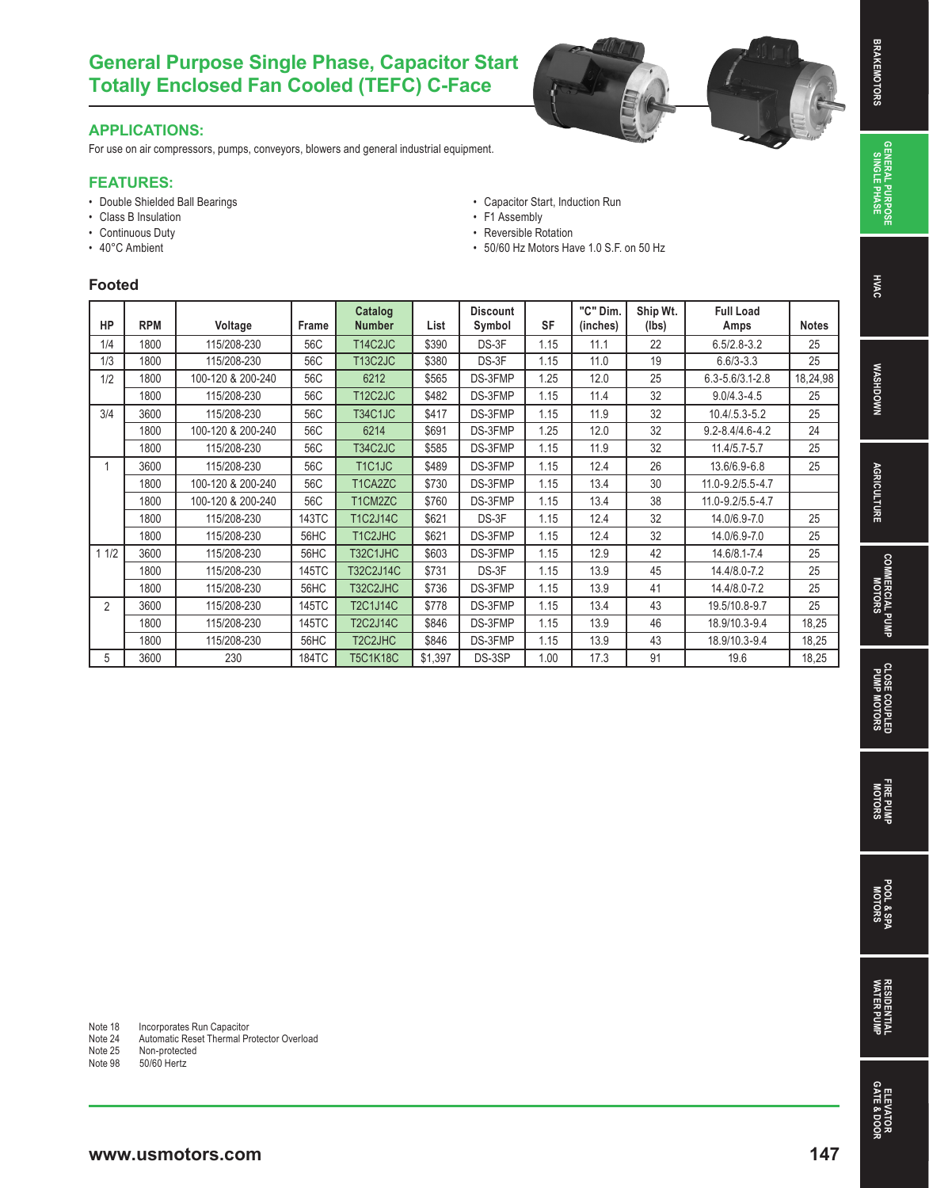# General Purpose Single Phase, Capacitor Start Totally Enclosed Fan Cooled (TEFC) C-Face

## APPLICATIONS:

For use on air compressors, pumps, conveyors, blowers and general industrial equipment.

## FEATURES:

- Double Shielded Ball Bearings
- Class B Insulation
- Continuous Duty
- 40°C Ambient
- Capacitor Start, Induction Run
- F1 Assembly
- Reversible Rotation
- 50/60 Hz Motors Have 1.0 S.F. on 50 Hz

### Footed

| HP | RPM | Voltage | Frame | Catalog Number | List | Discount Symbol | SF | "C" Dim. (inches) | Ship Wt. (lbs) | Full Load Amps | Notes |
|---|---|---|---|---|---|---|---|---|---|---|---|
| 1/4 | 1800 | 115/208-230 | 56C | T14C2JC | $390 | DS-3F | 1.15 | 11.1 | 22 | 6.5/2.8-3.2 | 25 |
| 1/3 | 1800 | 115/208-230 | 56C | T13C2JC | $380 | DS-3F | 1.15 | 11.0 | 19 | 6.6/3-3.3 | 25 |
| 1/2 | 1800 | 100-120 & 200-240 | 56C | 6212 | $565 | DS-3FMP | 1.25 | 12.0 | 25 | 6.3-5.6/3.1-2.8 | 18,24,98 |
| | 1800 | 115/208-230 | 56C | T12C2JC | $482 | DS-3FMP | 1.15 | 11.4 | 32 | 9.0/4.3-4.5 | 25 |
| 3/4 | 3600 | 115/208-230 | 56C | T34C1JC | $417 | DS-3FMP | 1.15 | 11.9 | 32 | 10.4/5.3-5.2 | 25 |
| | 1800 | 100-120 & 200-240 | 56C | 6214 | $691 | DS-3FMP | 1.25 | 12.0 | 32 | 9.2-8.4/4.6-4.2 | 24 |
| | 1800 | 115/208-230 | 56C | T34C2JC | $585 | DS-3FMP | 1.15 | 11.9 | 32 | 11.4/5.7-5.7 | 25 |
| 1 | 3600 | 115/208-230 | 56C | T1C1JC | $489 | DS-3FMP | 1.15 | 12.4 | 26 | 13.6/6.9-6.8 | 25 |
| | 1800 | 100-120 & 200-240 | 56C | T1CA2ZC | $730 | DS-3FMP | 1.15 | 13.4 | 30 | 11.0-9.2/5.5-4.7 | |
| | 1800 | 100-120 & 200-240 | 56C | T1CM2ZC | $760 | DS-3FMP | 1.15 | 13.4 | 38 | 11.0-9.2/5.5-4.7 | |
| | 1800 | 115/208-230 | 143TC | T1C2J14C | $621 | DS-3F | 1.15 | 12.4 | 32 | 14.0/6.9-7.0 | 25 |
| | 1800 | 115/208-230 | 56HC | T1C2JHC | $621 | DS-3FMP | 1.15 | 12.4 | 32 | 14.0/6.9-7.0 | 25 |
| 1 1/2 | 3600 | 115/208-230 | 56HC | T32C1JHC | $603 | DS-3FMP | 1.15 | 12.9 | 42 | 14.6/8.1-7.4 | 25 |
| | 1800 | 115/208-230 | 145TC | T32C2J14C | $731 | DS-3F | 1.15 | 13.9 | 45 | 14.4/8.0-7.2 | 25 |
| | 1800 | 115/208-230 | 56HC | T32C2JHC | $736 | DS-3FMP | 1.15 | 13.9 | 41 | 14.4/8.0-7.2 | 25 |
| 2 | 3600 | 115/208-230 | 145TC | T2C1J14C | $778 | DS-3FMP | 1.15 | 13.4 | 43 | 19.5/10.8-9.7 | 25 |
| | 1800 | 115/208-230 | 145TC | T2C2J14C | $846 | DS-3FMP | 1.15 | 13.9 | 46 | 18.9/10.3-9.4 | 18,25 |
| | 1800 | 115/208-230 | 56HC | T2C2JHC | $846 | DS-3FMP | 1.15 | 13.9 | 43 | 18.9/10.3-9.4 | 18,25 |
| 5 | 3600 | 230 | 184TC | T5C1K18C | $1,397 | DS-3SP | 1.00 | 17.3 | 91 | 19.6 | 18,25 |

Note 18 Incorporates Run Capacitor
Note 24 Automatic Reset Thermal Protector Overload
Note 25 Non-protected
Note 98 50/60 Hertz

www.usmotors.com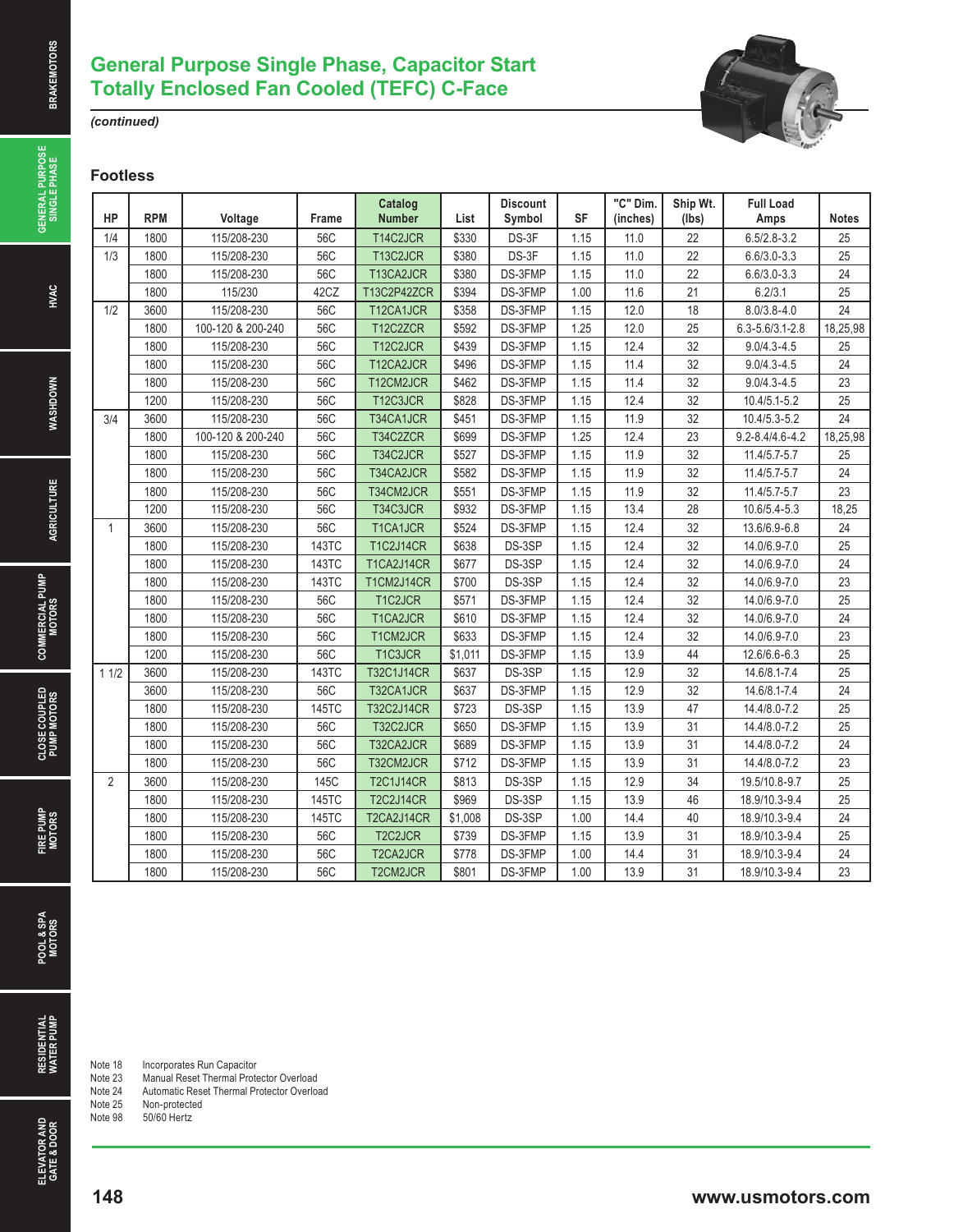## General Purpose Single Phase, Capacitor Start Totally Enclosed Fan Cooled (TEFC) C-Face

*(continued)*

### Footless

| HP | RPM | Voltage | Frame | Catalog Number | List | Discount Symbol | SF | "C" Dim. (inches) | Ship Wt. (lbs) | Full Load Amps | Notes |
|---|---|---|---|---|---|---|---|---|---|---|---|
| 1/4 | 1800 | 115/208-230 | 56C | T14C2JCR | $330 | DS-3F | 1.15 | 11.0 | 22 | 6.5/2.8-3.2 | 25 |
| 1/3 | 1800 | 115/208-230 | 56C | T13C2JCR | $380 | DS-3F | 1.15 | 11.0 | 22 | 6.6/3.0-3.3 | 25 |
| | 1800 | 115/208-230 | 56C | T13CA2JCR | $380 | DS-3FMP | 1.15 | 11.0 | 22 | 6.6/3.0-3.3 | 24 |
| | 1800 | 115/230 | 42CZ | T13C2P42ZCR | $394 | DS-3FMP | 1.00 | 11.6 | 21 | 6.2/3.1 | 25 |
| 1/2 | 3600 | 115/208-230 | 56C | T12CA1JCR | $358 | DS-3FMP | 1.15 | 12.0 | 18 | 8.0/3.8-4.0 | 24 |
| | 1800 | 100-120 & 200-240 | 56C | T12C2ZCR | $592 | DS-3FMP | 1.25 | 12.0 | 25 | 6.3-5.6/3.1-2.8 | 18,25,98 |
| | 1800 | 115/208-230 | 56C | T12C2JCR | $439 | DS-3FMP | 1.15 | 12.4 | 32 | 9.0/4.3-4.5 | 25 |
| | 1800 | 115/208-230 | 56C | T12CA2JCR | $496 | DS-3FMP | 1.15 | 11.4 | 32 | 9.0/4.3-4.5 | 24 |
| | 1800 | 115/208-230 | 56C | T12CM2JCR | $462 | DS-3FMP | 1.15 | 11.4 | 32 | 9.0/4.3-4.5 | 23 |
| | 1200 | 115/208-230 | 56C | T12C3JCR | $828 | DS-3FMP | 1.15 | 12.4 | 32 | 10.4/5.1-5.2 | 25 |
| 3/4 | 3600 | 115/208-230 | 56C | T34CA1JCR | $451 | DS-3FMP | 1.15 | 11.9 | 32 | 10.4/5.3-5.2 | 24 |
| | 1800 | 100-120 & 200-240 | 56C | T34C2ZCR | $699 | DS-3FMP | 1.25 | 12.4 | 23 | 9.2-8.4/4.6-4.2 | 18,25,98 |
| | 1800 | 115/208-230 | 56C | T34C2JCR | $527 | DS-3FMP | 1.15 | 11.9 | 32 | 11.4/5.7-5.7 | 25 |
| | 1800 | 115/208-230 | 56C | T34CA2JCR | $582 | DS-3FMP | 1.15 | 11.9 | 32 | 11.4/5.7-5.7 | 24 |
| | 1800 | 115/208-230 | 56C | T34CM2JCR | $551 | DS-3FMP | 1.15 | 11.9 | 32 | 11.4/5.7-5.7 | 23 |
| | 1200 | 115/208-230 | 56C | T34C3JCR | $932 | DS-3FMP | 1.15 | 13.4 | 28 | 10.6/5.4-5.3 | 18,25 |
| 1 | 3600 | 115/208-230 | 56C | T1CA1JCR | $524 | DS-3FMP | 1.15 | 12.4 | 32 | 13.6/6.9-6.8 | 24 |
| | 1800 | 115/208-230 | 143TC | T1C2J14CR | $638 | DS-3SP | 1.15 | 12.4 | 32 | 14.0/6.9-7.0 | 25 |
| | 1800 | 115/208-230 | 143TC | T1CA2J14CR | $677 | DS-3SP | 1.15 | 12.4 | 32 | 14.0/6.9-7.0 | 24 |
| | 1800 | 115/208-230 | 143TC | T1CM2J14CR | $700 | DS-3SP | 1.15 | 12.4 | 32 | 14.0/6.9-7.0 | 23 |
| | 1800 | 115/208-230 | 56C | T1C2JCR | $571 | DS-3FMP | 1.15 | 12.4 | 32 | 14.0/6.9-7.0 | 25 |
| | 1800 | 115/208-230 | 56C | T1CA2JCR | $610 | DS-3FMP | 1.15 | 12.4 | 32 | 14.0/6.9-7.0 | 24 |
| | 1800 | 115/208-230 | 56C | T1CM2JCR | $633 | DS-3FMP | 1.15 | 12.4 | 32 | 14.0/6.9-7.0 | 23 |
| | 1200 | 115/208-230 | 56C | T1C3JCR | $1,011 | DS-3FMP | 1.15 | 13.9 | 44 | 12.6/6.6-6.3 | 25 |
| 1 1/2 | 3600 | 115/208-230 | 143TC | T32C1J14CR | $637 | DS-3SP | 1.15 | 12.9 | 32 | 14.6/8.1-7.4 | 25 |
| | 3600 | 115/208-230 | 56C | T32CA1JCR | $637 | DS-3FMP | 1.15 | 12.9 | 32 | 14.6/8.1-7.4 | 24 |
| | 1800 | 115/208-230 | 145TC | T32C2J14CR | $723 | DS-3SP | 1.15 | 13.9 | 47 | 14.4/8.0-7.2 | 25 |
| | 1800 | 115/208-230 | 56C | T32C2JCR | $650 | DS-3FMP | 1.15 | 13.9 | 31 | 14.4/8.0-7.2 | 25 |
| | 1800 | 115/208-230 | 56C | T32CA2JCR | $689 | DS-3FMP | 1.15 | 13.9 | 31 | 14.4/8.0-7.2 | 24 |
| | 1800 | 115/208-230 | 56C | T32CM2JCR | $712 | DS-3FMP | 1.15 | 13.9 | 31 | 14.4/8.0-7.2 | 23 |
| 2 | 3600 | 115/208-230 | 145C | T2C1J14CR | $813 | DS-3SP | 1.15 | 12.9 | 34 | 19.5/10.8-9.7 | 25 |
| | 1800 | 115/208-230 | 145TC | T2C2J14CR | $969 | DS-3SP | 1.15 | 13.9 | 46 | 18.9/10.3-9.4 | 25 |
| | 1800 | 115/208-230 | 145TC | T2CA2J14CR | $1,008 | DS-3SP | 1.00 | 14.4 | 40 | 18.9/10.3-9.4 | 24 |
| | 1800 | 115/208-230 | 56C | T2C2JCR | $739 | DS-3FMP | 1.15 | 13.9 | 31 | 18.9/10.3-9.4 | 25 |
| | 1800 | 115/208-230 | 56C | T2CA2JCR | $778 | DS-3FMP | 1.00 | 14.4 | 31 | 18.9/10.3-9.4 | 24 |
| | 1800 | 115/208-230 | 56C | T2CM2JCR | $801 | DS-3FMP | 1.00 | 13.9 | 31 | 18.9/10.3-9.4 | 23 |

Note 18 Incorporates Run Capacitor
Note 23 Manual Reset Thermal Protector Overload
Note 24 Automatic Reset Thermal Protector Overload
Note 25 Non-protected
Note 98 50/60 Hertz

www.usmotors.com